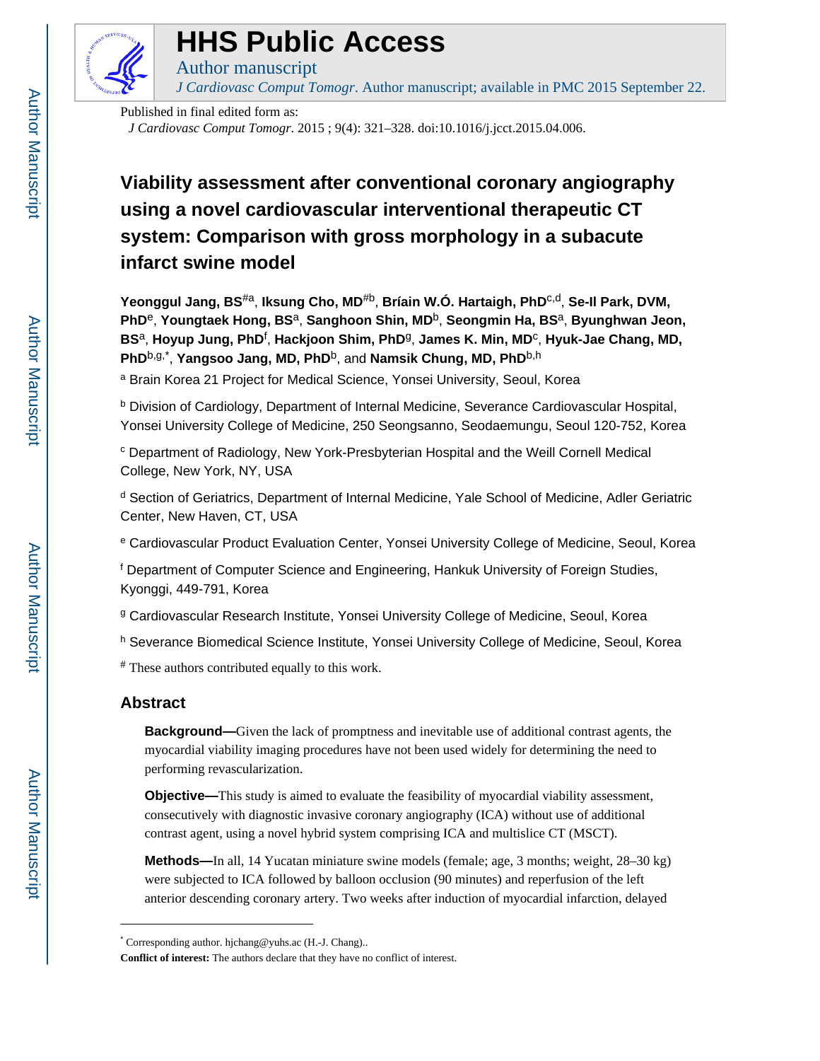# HHS Public Access

Author manuscript

*J Cardiovasc Comput Tomogr*. Author manuscript; available in PMC 2015 September 22.

Published in final edited form as:

*J Cardiovasc Comput Tomogr*. 2015 ; 9(4): 321–328. doi:10.1016/j.jcct.2015.04.006.

# Viability assessment after conventional coronary angiography using a novel cardiovascular interventional therapeutic CT system: Comparison with gross morphology in a subacute infarct swine model

**Yeonggul Jang, BS**[#a], **Iksung Cho, MD**[#b], **Bríain W.Ó. Hartaigh, PhD**[c,d], **Se-Il Park, DVM, PhD**[e], **Youngtaek Hong, BS**[a], **Sanghoon Shin, MD**[b], **Seongmin Ha, BS**[a], **Byunghwan Jeon, BS**[a], **Hoyup Jung, PhD**[f], **Hackjoon Shim, PhD**[g], **James K. Min, MD**[c], **Hyuk-Jae Chang, MD, PhD**[b,g,*], **Yangsoo Jang, MD, PhD**[b], and **Namsik Chung, MD, PhD**[b,h]

[a] Brain Korea 21 Project for Medical Science, Yonsei University, Seoul, Korea

[b] Division of Cardiology, Department of Internal Medicine, Severance Cardiovascular Hospital, Yonsei University College of Medicine, 250 Seongsanno, Seodaemungu, Seoul 120-752, Korea

[c] Department of Radiology, New York-Presbyterian Hospital and the Weill Cornell Medical College, New York, NY, USA

[d] Section of Geriatrics, Department of Internal Medicine, Yale School of Medicine, Adler Geriatric Center, New Haven, CT, USA

[e] Cardiovascular Product Evaluation Center, Yonsei University College of Medicine, Seoul, Korea

[f] Department of Computer Science and Engineering, Hankuk University of Foreign Studies, Kyonggi, 449-791, Korea

[g] Cardiovascular Research Institute, Yonsei University College of Medicine, Seoul, Korea

[h] Severance Biomedical Science Institute, Yonsei University College of Medicine, Seoul, Korea

[#] These authors contributed equally to this work.

## Abstract

**Background—**Given the lack of promptness and inevitable use of additional contrast agents, the myocardial viability imaging procedures have not been used widely for determining the need to performing revascularization.

**Objective—**This study is aimed to evaluate the feasibility of myocardial viability assessment, consecutively with diagnostic invasive coronary angiography (ICA) without use of additional contrast agent, using a novel hybrid system comprising ICA and multislice CT (MSCT).

**Methods—**In all, 14 Yucatan miniature swine models (female; age, 3 months; weight, 28–30 kg) were subjected to ICA followed by balloon occlusion (90 minutes) and reperfusion of the left anterior descending coronary artery. Two weeks after induction of myocardial infarction, delayed

---

[*] Corresponding author. hjchang@yuhs.ac (H.-J. Chang)..

**Conflict of interest:** The authors declare that they have no conflict of interest.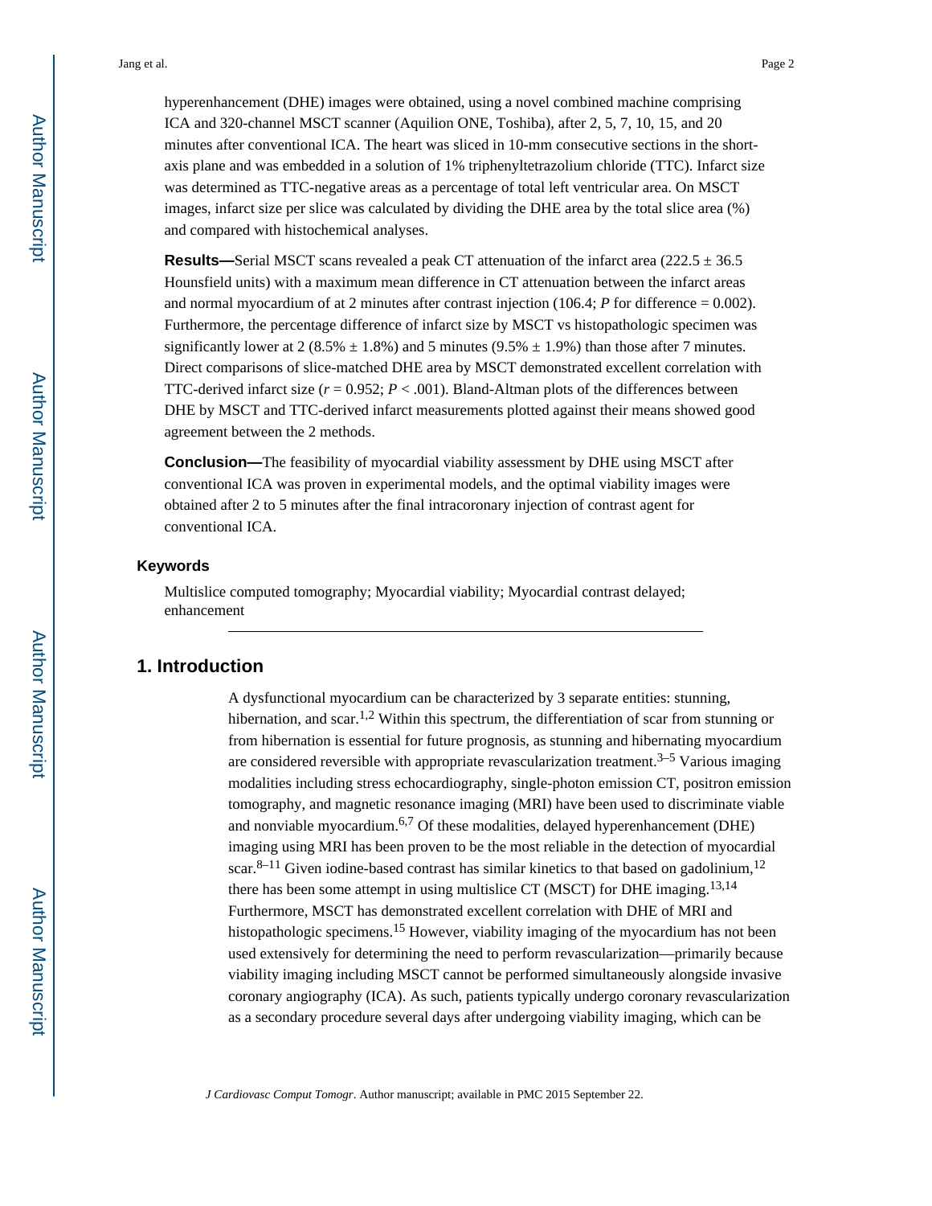hyperenhancement (DHE) images were obtained, using a novel combined machine comprising ICA and 320-channel MSCT scanner (Aquilion ONE, Toshiba), after 2, 5, 7, 10, 15, and 20 minutes after conventional ICA. The heart was sliced in 10-mm consecutive sections in the short-axis plane and was embedded in a solution of 1% triphenyltetrazolium chloride (TTC). Infarct size was determined as TTC-negative areas as a percentage of total left ventricular area. On MSCT images, infarct size per slice was calculated by dividing the DHE area by the total slice area (%) and compared with histochemical analyses.

**Results—**Serial MSCT scans revealed a peak CT attenuation of the infarct area (222.5 ± 36.5 Hounsfield units) with a maximum mean difference in CT attenuation between the infarct areas and normal myocardium of at 2 minutes after contrast injection (106.4; *P* for difference = 0.002). Furthermore, the percentage difference of infarct size by MSCT vs histopathologic specimen was significantly lower at 2 (8.5% ± 1.8%) and 5 minutes (9.5% ± 1.9%) than those after 7 minutes. Direct comparisons of slice-matched DHE area by MSCT demonstrated excellent correlation with TTC-derived infarct size ($r = 0.952$; $P < .001$). Bland-Altman plots of the differences between DHE by MSCT and TTC-derived infarct measurements plotted against their means showed good agreement between the 2 methods.

**Conclusion—**The feasibility of myocardial viability assessment by DHE using MSCT after conventional ICA was proven in experimental models, and the optimal viability images were obtained after 2 to 5 minutes after the final intracoronary injection of contrast agent for conventional ICA.

### Keywords

Multislice computed tomography; Myocardial viability; Myocardial contrast delayed; enhancement

## 1. Introduction

A dysfunctional myocardium can be characterized by 3 separate entities: stunning, hibernation, and scar.[1,2] Within this spectrum, the differentiation of scar from stunning or from hibernation is essential for future prognosis, as stunning and hibernating myocardium are considered reversible with appropriate revascularization treatment.[3–5] Various imaging modalities including stress echocardiography, single-photon emission CT, positron emission tomography, and magnetic resonance imaging (MRI) have been used to discriminate viable and nonviable myocardium.[6,7] Of these modalities, delayed hyperenhancement (DHE) imaging using MRI has been proven to be the most reliable in the detection of myocardial scar.[8–11] Given iodine-based contrast has similar kinetics to that based on gadolinium,[12] there has been some attempt in using multislice CT (MSCT) for DHE imaging.[13,14] Furthermore, MSCT has demonstrated excellent correlation with DHE of MRI and histopathologic specimens.[15] However, viability imaging of the myocardium has not been used extensively for determining the need to perform revascularization—primarily because viability imaging including MSCT cannot be performed simultaneously alongside invasive coronary angiography (ICA). As such, patients typically undergo coronary revascularization as a secondary procedure several days after undergoing viability imaging, which can be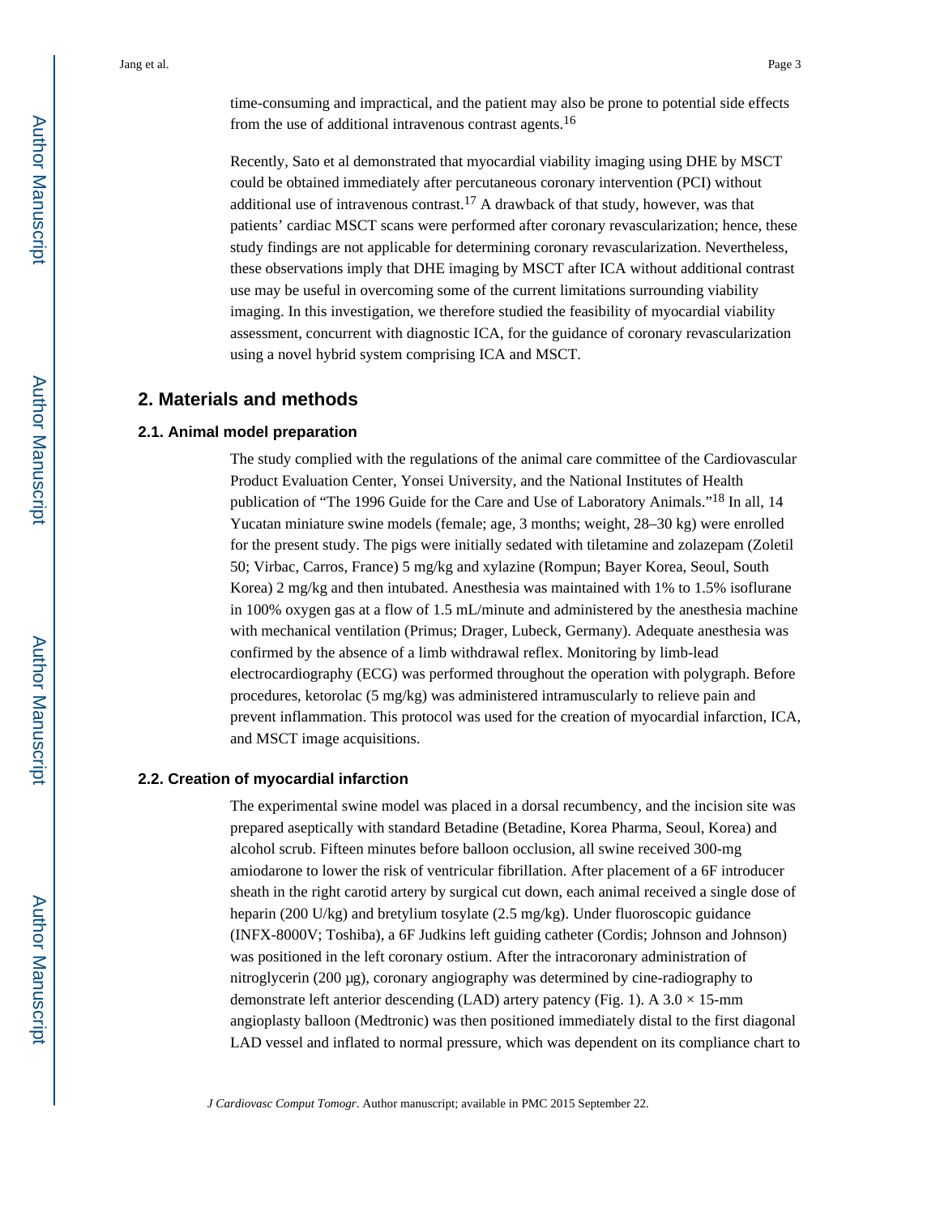time-consuming and impractical, and the patient may also be prone to potential side effects from the use of additional intravenous contrast agents.[16]

Recently, Sato et al demonstrated that myocardial viability imaging using DHE by MSCT could be obtained immediately after percutaneous coronary intervention (PCI) without additional use of intravenous contrast.[17] A drawback of that study, however, was that patients' cardiac MSCT scans were performed after coronary revascularization; hence, these study findings are not applicable for determining coronary revascularization. Nevertheless, these observations imply that DHE imaging by MSCT after ICA without additional contrast use may be useful in overcoming some of the current limitations surrounding viability imaging. In this investigation, we therefore studied the feasibility of myocardial viability assessment, concurrent with diagnostic ICA, for the guidance of coronary revascularization using a novel hybrid system comprising ICA and MSCT.

## 2. Materials and methods

### 2.1. Animal model preparation

The study complied with the regulations of the animal care committee of the Cardiovascular Product Evaluation Center, Yonsei University, and the National Institutes of Health publication of "The 1996 Guide for the Care and Use of Laboratory Animals."[18] In all, 14 Yucatan miniature swine models (female; age, 3 months; weight, 28–30 kg) were enrolled for the present study. The pigs were initially sedated with tiletamine and zolazepam (Zoletil 50; Virbac, Carros, France) 5 mg/kg and xylazine (Rompun; Bayer Korea, Seoul, South Korea) 2 mg/kg and then intubated. Anesthesia was maintained with 1% to 1.5% isoflurane in 100% oxygen gas at a flow of 1.5 mL/minute and administered by the anesthesia machine with mechanical ventilation (Primus; Drager, Lubeck, Germany). Adequate anesthesia was confirmed by the absence of a limb withdrawal reflex. Monitoring by limb-lead electrocardiography (ECG) was performed throughout the operation with polygraph. Before procedures, ketorolac (5 mg/kg) was administered intramuscularly to relieve pain and prevent inflammation. This protocol was used for the creation of myocardial infarction, ICA, and MSCT image acquisitions.

### 2.2. Creation of myocardial infarction

The experimental swine model was placed in a dorsal recumbency, and the incision site was prepared aseptically with standard Betadine (Betadine, Korea Pharma, Seoul, Korea) and alcohol scrub. Fifteen minutes before balloon occlusion, all swine received 300-mg amiodarone to lower the risk of ventricular fibrillation. After placement of a 6F introducer sheath in the right carotid artery by surgical cut down, each animal received a single dose of heparin (200 U/kg) and bretylium tosylate (2.5 mg/kg). Under fluoroscopic guidance (INFX-8000V; Toshiba), a 6F Judkins left guiding catheter (Cordis; Johnson and Johnson) was positioned in the left coronary ostium. After the intracoronary administration of nitroglycerin (200 μg), coronary angiography was determined by cine-radiography to demonstrate left anterior descending (LAD) artery patency (Fig. 1). A 3.0 × 15-mm angioplasty balloon (Medtronic) was then positioned immediately distal to the first diagonal LAD vessel and inflated to normal pressure, which was dependent on its compliance chart to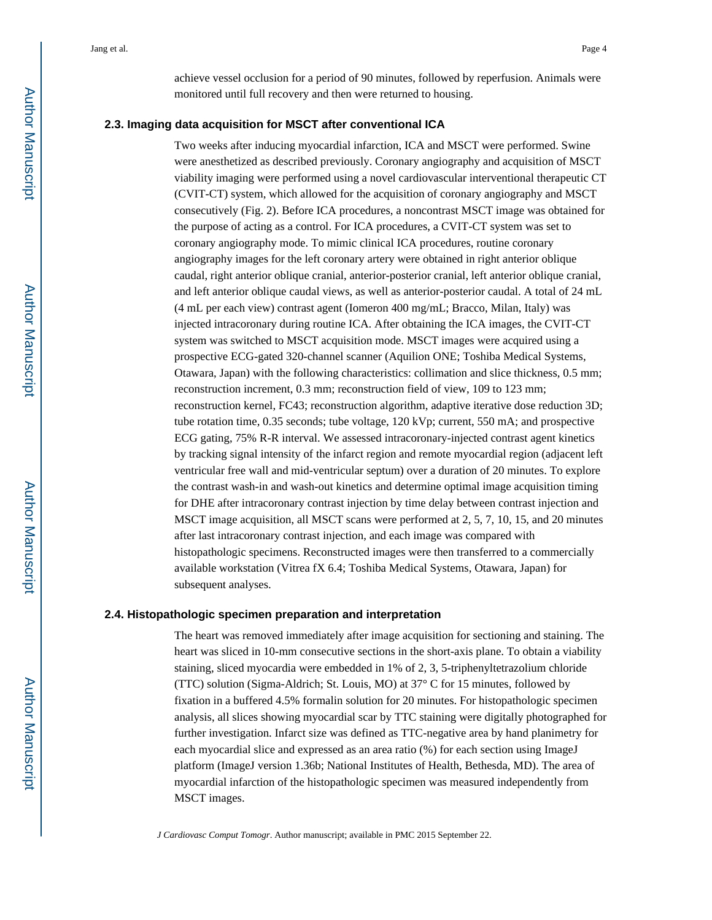achieve vessel occlusion for a period of 90 minutes, followed by reperfusion. Animals were monitored until full recovery and then were returned to housing.

### 2.3. Imaging data acquisition for MSCT after conventional ICA

Two weeks after inducing myocardial infarction, ICA and MSCT were performed. Swine were anesthetized as described previously. Coronary angiography and acquisition of MSCT viability imaging were performed using a novel cardiovascular interventional therapeutic CT (CVIT-CT) system, which allowed for the acquisition of coronary angiography and MSCT consecutively (Fig. 2). Before ICA procedures, a noncontrast MSCT image was obtained for the purpose of acting as a control. For ICA procedures, a CVIT-CT system was set to coronary angiography mode. To mimic clinical ICA procedures, routine coronary angiography images for the left coronary artery were obtained in right anterior oblique caudal, right anterior oblique cranial, anterior-posterior cranial, left anterior oblique cranial, and left anterior oblique caudal views, as well as anterior-posterior caudal. A total of 24 mL (4 mL per each view) contrast agent (Iomeron 400 mg/mL; Bracco, Milan, Italy) was injected intracoronary during routine ICA. After obtaining the ICA images, the CVIT-CT system was switched to MSCT acquisition mode. MSCT images were acquired using a prospective ECG-gated 320-channel scanner (Aquilion ONE; Toshiba Medical Systems, Otawara, Japan) with the following characteristics: collimation and slice thickness, 0.5 mm; reconstruction increment, 0.3 mm; reconstruction field of view, 109 to 123 mm; reconstruction kernel, FC43; reconstruction algorithm, adaptive iterative dose reduction 3D; tube rotation time, 0.35 seconds; tube voltage, 120 kVp; current, 550 mA; and prospective ECG gating, 75% R-R interval. We assessed intracoronary-injected contrast agent kinetics by tracking signal intensity of the infarct region and remote myocardial region (adjacent left ventricular free wall and mid-ventricular septum) over a duration of 20 minutes. To explore the contrast wash-in and wash-out kinetics and determine optimal image acquisition timing for DHE after intracoronary contrast injection by time delay between contrast injection and MSCT image acquisition, all MSCT scans were performed at 2, 5, 7, 10, 15, and 20 minutes after last intracoronary contrast injection, and each image was compared with histopathologic specimens. Reconstructed images were then transferred to a commercially available workstation (Vitrea fX 6.4; Toshiba Medical Systems, Otawara, Japan) for subsequent analyses.

### 2.4. Histopathologic specimen preparation and interpretation

The heart was removed immediately after image acquisition for sectioning and staining. The heart was sliced in 10-mm consecutive sections in the short-axis plane. To obtain a viability staining, sliced myocardia were embedded in 1% of 2, 3, 5-triphenyltetrazolium chloride (TTC) solution (Sigma-Aldrich; St. Louis, MO) at 37° C for 15 minutes, followed by fixation in a buffered 4.5% formalin solution for 20 minutes. For histopathologic specimen analysis, all slices showing myocardial scar by TTC staining were digitally photographed for further investigation. Infarct size was defined as TTC-negative area by hand planimetry for each myocardial slice and expressed as an area ratio (%) for each section using ImageJ platform (ImageJ version 1.36b; National Institutes of Health, Bethesda, MD). The area of myocardial infarction of the histopathologic specimen was measured independently from MSCT images.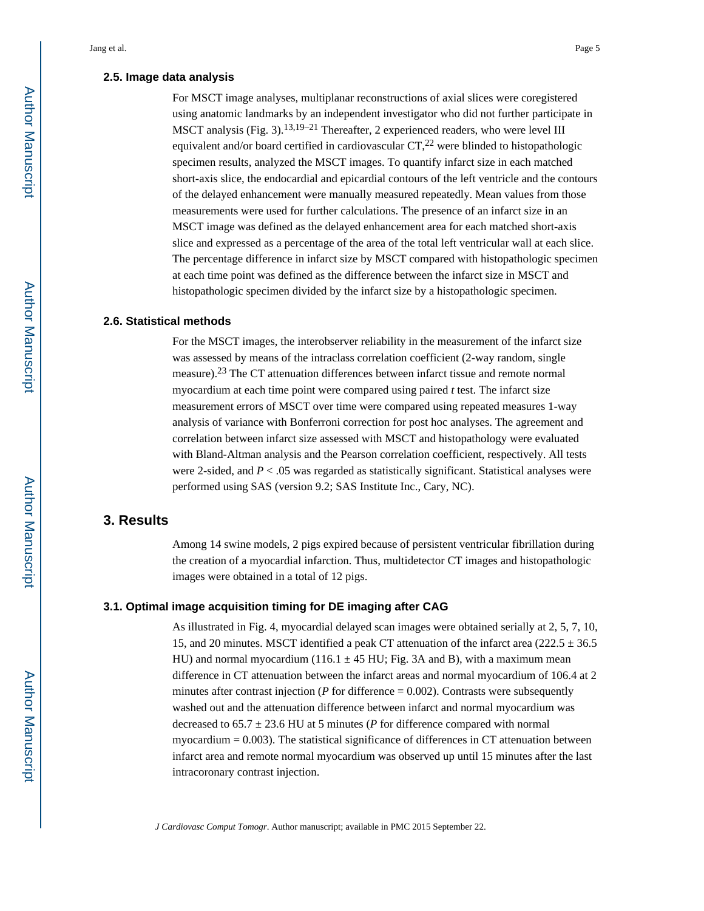### 2.5. Image data analysis

For MSCT image analyses, multiplanar reconstructions of axial slices were coregistered using anatomic landmarks by an independent investigator who did not further participate in MSCT analysis (Fig. 3).[13,19–21] Thereafter, 2 experienced readers, who were level III equivalent and/or board certified in cardiovascular CT,[22] were blinded to histopathologic specimen results, analyzed the MSCT images. To quantify infarct size in each matched short-axis slice, the endocardial and epicardial contours of the left ventricle and the contours of the delayed enhancement were manually measured repeatedly. Mean values from those measurements were used for further calculations. The presence of an infarct size in an MSCT image was defined as the delayed enhancement area for each matched short-axis slice and expressed as a percentage of the area of the total left ventricular wall at each slice. The percentage difference in infarct size by MSCT compared with histopathologic specimen at each time point was defined as the difference between the infarct size in MSCT and histopathologic specimen divided by the infarct size by a histopathologic specimen.

### 2.6. Statistical methods

For the MSCT images, the interobserver reliability in the measurement of the infarct size was assessed by means of the intraclass correlation coefficient (2-way random, single measure).[23] The CT attenuation differences between infarct tissue and remote normal myocardium at each time point were compared using paired *t* test. The infarct size measurement errors of MSCT over time were compared using repeated measures 1-way analysis of variance with Bonferroni correction for post hoc analyses. The agreement and correlation between infarct size assessed with MSCT and histopathology were evaluated with Bland-Altman analysis and the Pearson correlation coefficient, respectively. All tests were 2-sided, and $P < .05$ was regarded as statistically significant. Statistical analyses were performed using SAS (version 9.2; SAS Institute Inc., Cary, NC).

## 3. Results

Among 14 swine models, 2 pigs expired because of persistent ventricular fibrillation during the creation of a myocardial infarction. Thus, multidetector CT images and histopathologic images were obtained in a total of 12 pigs.

### 3.1. Optimal image acquisition timing for DE imaging after CAG

As illustrated in Fig. 4, myocardial delayed scan images were obtained serially at 2, 5, 7, 10, 15, and 20 minutes. MSCT identified a peak CT attenuation of the infarct area ($222.5 \pm 36.5$ HU) and normal myocardium ($116.1 \pm 45$ HU; Fig. 3A and B), with a maximum mean difference in CT attenuation between the infarct areas and normal myocardium of 106.4 at 2 minutes after contrast injection (*P* for difference = 0.002). Contrasts were subsequently washed out and the attenuation difference between infarct and normal myocardium was decreased to $65.7 \pm 23.6$ HU at 5 minutes (*P* for difference compared with normal myocardium = 0.003). The statistical significance of differences in CT attenuation between infarct area and remote normal myocardium was observed up until 15 minutes after the last intracoronary contrast injection.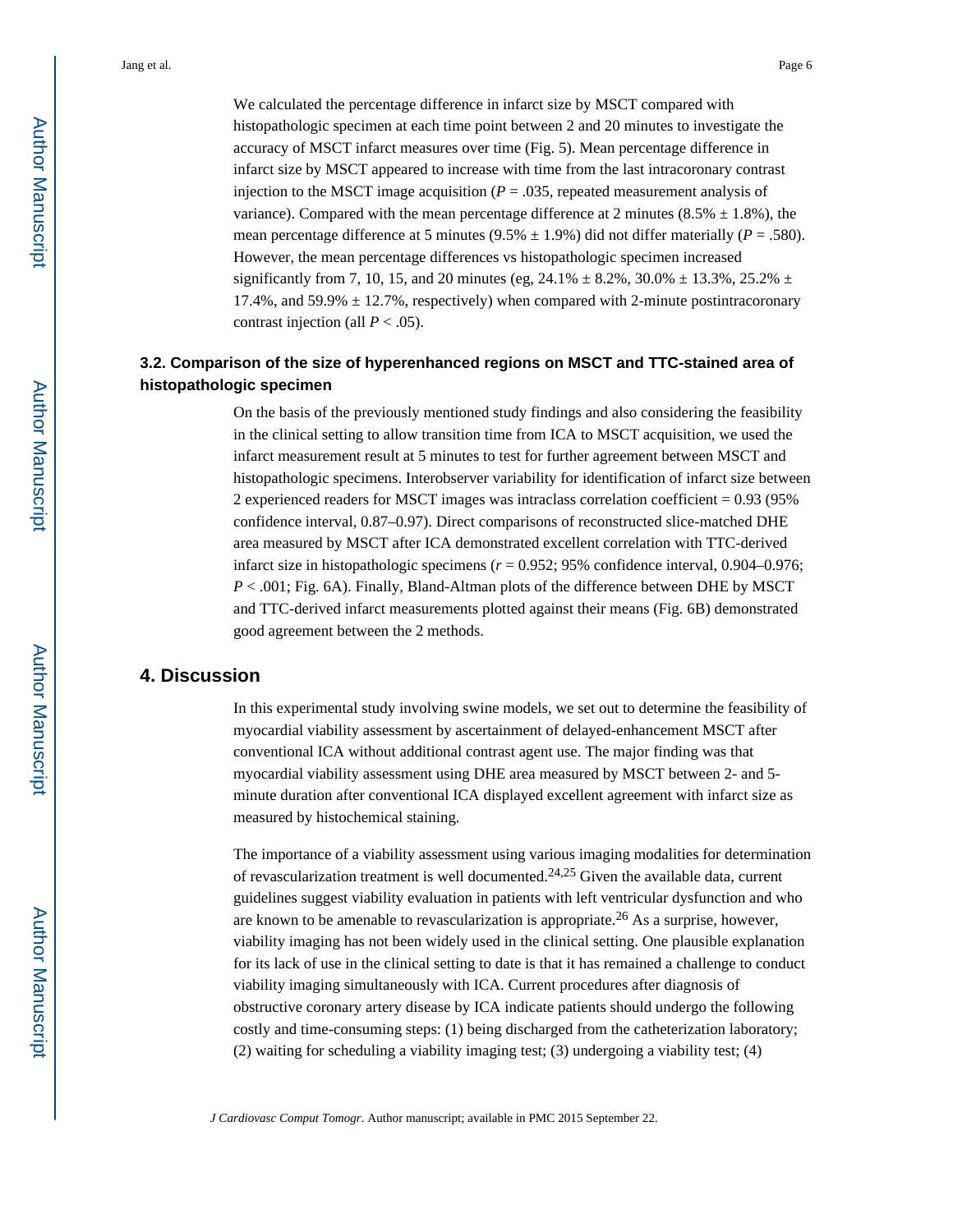We calculated the percentage difference in infarct size by MSCT compared with histopathologic specimen at each time point between 2 and 20 minutes to investigate the accuracy of MSCT infarct measures over time (Fig. 5). Mean percentage difference in infarct size by MSCT appeared to increase with time from the last intracoronary contrast injection to the MSCT image acquisition ($P = .035$, repeated measurement analysis of variance). Compared with the mean percentage difference at 2 minutes (8.5% ± 1.8%), the mean percentage difference at 5 minutes (9.5% ± 1.9%) did not differ materially ($P = .580$). However, the mean percentage differences vs histopathologic specimen increased significantly from 7, 10, 15, and 20 minutes (eg, 24.1% ± 8.2%, 30.0% ± 13.3%, 25.2% ± 17.4%, and 59.9% ± 12.7%, respectively) when compared with 2-minute postintracoronary contrast injection (all $P < .05$).

### 3.2. Comparison of the size of hyperenhanced regions on MSCT and TTC-stained area of histopathologic specimen

On the basis of the previously mentioned study findings and also considering the feasibility in the clinical setting to allow transition time from ICA to MSCT acquisition, we used the infarct measurement result at 5 minutes to test for further agreement between MSCT and histopathologic specimens. Interobserver variability for identification of infarct size between 2 experienced readers for MSCT images was intraclass correlation coefficient = 0.93 (95% confidence interval, 0.87–0.97). Direct comparisons of reconstructed slice-matched DHE area measured by MSCT after ICA demonstrated excellent correlation with TTC-derived infarct size in histopathologic specimens ($r = 0.952$; 95% confidence interval, 0.904–0.976; $P < .001$; Fig. 6A). Finally, Bland-Altman plots of the difference between DHE by MSCT and TTC-derived infarct measurements plotted against their means (Fig. 6B) demonstrated good agreement between the 2 methods.

## 4. Discussion

In this experimental study involving swine models, we set out to determine the feasibility of myocardial viability assessment by ascertainment of delayed-enhancement MSCT after conventional ICA without additional contrast agent use. The major finding was that myocardial viability assessment using DHE area measured by MSCT between 2- and 5-minute duration after conventional ICA displayed excellent agreement with infarct size as measured by histochemical staining.

The importance of a viability assessment using various imaging modalities for determination of revascularization treatment is well documented.[24,25] Given the available data, current guidelines suggest viability evaluation in patients with left ventricular dysfunction and who are known to be amenable to revascularization is appropriate.[26] As a surprise, however, viability imaging has not been widely used in the clinical setting. One plausible explanation for its lack of use in the clinical setting to date is that it has remained a challenge to conduct viability imaging simultaneously with ICA. Current procedures after diagnosis of obstructive coronary artery disease by ICA indicate patients should undergo the following costly and time-consuming steps: (1) being discharged from the catheterization laboratory; (2) waiting for scheduling a viability imaging test; (3) undergoing a viability test; (4)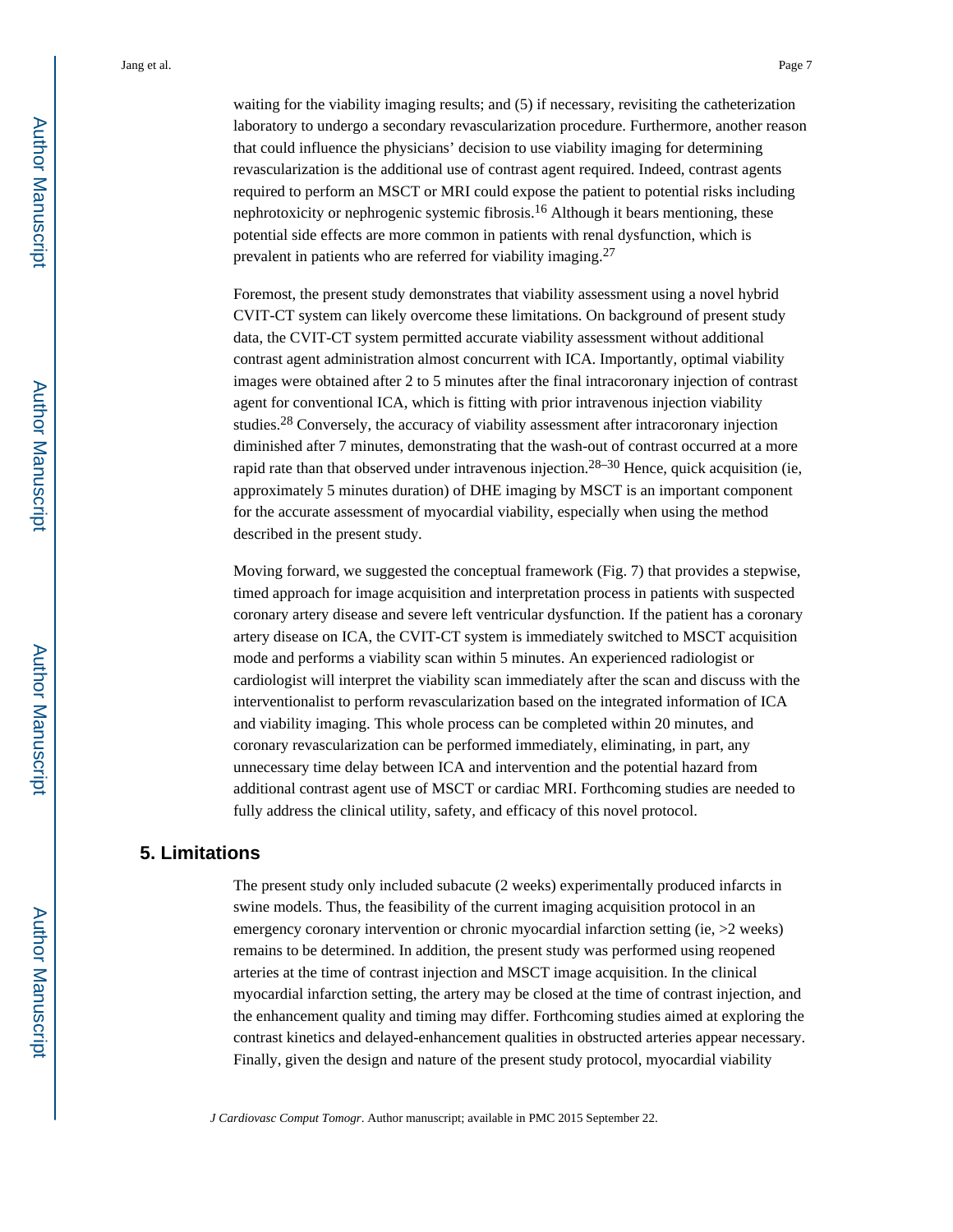waiting for the viability imaging results; and (5) if necessary, revisiting the catheterization laboratory to undergo a secondary revascularization procedure. Furthermore, another reason that could influence the physicians' decision to use viability imaging for determining revascularization is the additional use of contrast agent required. Indeed, contrast agents required to perform an MSCT or MRI could expose the patient to potential risks including nephrotoxicity or nephrogenic systemic fibrosis.[16] Although it bears mentioning, these potential side effects are more common in patients with renal dysfunction, which is prevalent in patients who are referred for viability imaging.[27]

Foremost, the present study demonstrates that viability assessment using a novel hybrid CVIT-CT system can likely overcome these limitations. On background of present study data, the CVIT-CT system permitted accurate viability assessment without additional contrast agent administration almost concurrent with ICA. Importantly, optimal viability images were obtained after 2 to 5 minutes after the final intracoronary injection of contrast agent for conventional ICA, which is fitting with prior intravenous injection viability studies.[28] Conversely, the accuracy of viability assessment after intracoronary injection diminished after 7 minutes, demonstrating that the wash-out of contrast occurred at a more rapid rate than that observed under intravenous injection.[28–30] Hence, quick acquisition (ie, approximately 5 minutes duration) of DHE imaging by MSCT is an important component for the accurate assessment of myocardial viability, especially when using the method described in the present study.

Moving forward, we suggested the conceptual framework (Fig. 7) that provides a stepwise, timed approach for image acquisition and interpretation process in patients with suspected coronary artery disease and severe left ventricular dysfunction. If the patient has a coronary artery disease on ICA, the CVIT-CT system is immediately switched to MSCT acquisition mode and performs a viability scan within 5 minutes. An experienced radiologist or cardiologist will interpret the viability scan immediately after the scan and discuss with the interventionalist to perform revascularization based on the integrated information of ICA and viability imaging. This whole process can be completed within 20 minutes, and coronary revascularization can be performed immediately, eliminating, in part, any unnecessary time delay between ICA and intervention and the potential hazard from additional contrast agent use of MSCT or cardiac MRI. Forthcoming studies are needed to fully address the clinical utility, safety, and efficacy of this novel protocol.

## 5. Limitations

The present study only included subacute (2 weeks) experimentally produced infarcts in swine models. Thus, the feasibility of the current imaging acquisition protocol in an emergency coronary intervention or chronic myocardial infarction setting (ie, >2 weeks) remains to be determined. In addition, the present study was performed using reopened arteries at the time of contrast injection and MSCT image acquisition. In the clinical myocardial infarction setting, the artery may be closed at the time of contrast injection, and the enhancement quality and timing may differ. Forthcoming studies aimed at exploring the contrast kinetics and delayed-enhancement qualities in obstructed arteries appear necessary. Finally, given the design and nature of the present study protocol, myocardial viability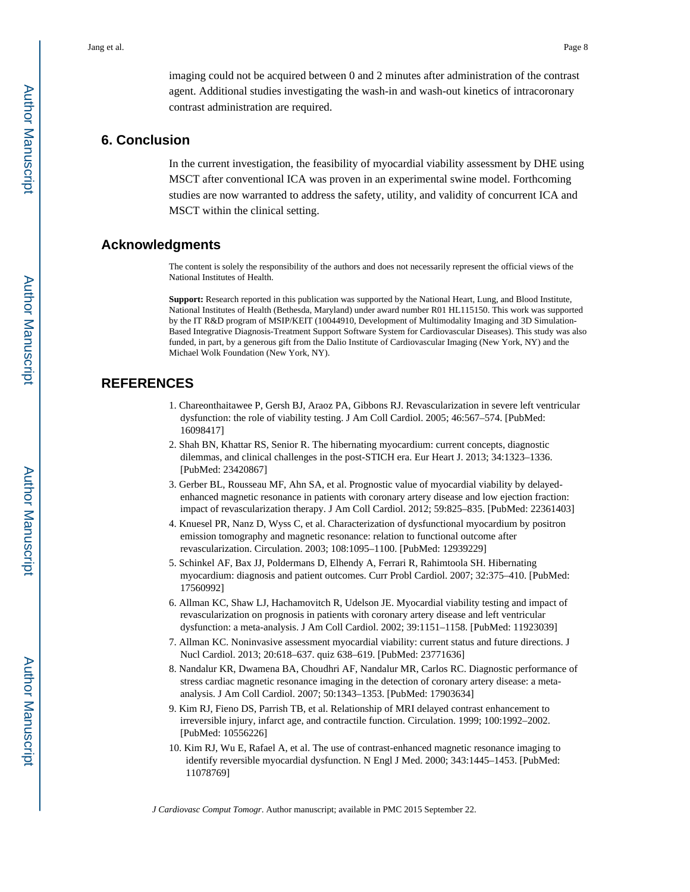imaging could not be acquired between 0 and 2 minutes after administration of the contrast agent. Additional studies investigating the wash-in and wash-out kinetics of intracoronary contrast administration are required.

## 6. Conclusion

In the current investigation, the feasibility of myocardial viability assessment by DHE using MSCT after conventional ICA was proven in an experimental swine model. Forthcoming studies are now warranted to address the safety, utility, and validity of concurrent ICA and MSCT within the clinical setting.

## Acknowledgments

The content is solely the responsibility of the authors and does not necessarily represent the official views of the National Institutes of Health.

**Support:** Research reported in this publication was supported by the National Heart, Lung, and Blood Institute, National Institutes of Health (Bethesda, Maryland) under award number R01 HL115150. This work was supported by the IT R&D program of MSIP/KEIT (10044910, Development of Multimodality Imaging and 3D Simulation-Based Integrative Diagnosis-Treatment Support Software System for Cardiovascular Diseases). This study was also funded, in part, by a generous gift from the Dalio Institute of Cardiovascular Imaging (New York, NY) and the Michael Wolk Foundation (New York, NY).

## REFERENCES

1. Chareonthaitawee P, Gersh BJ, Araoz PA, Gibbons RJ. Revascularization in severe left ventricular dysfunction: the role of viability testing. J Am Coll Cardiol. 2005; 46:567–574. [PubMed: 16098417]
2. Shah BN, Khattar RS, Senior R. The hibernating myocardium: current concepts, diagnostic dilemmas, and clinical challenges in the post-STICH era. Eur Heart J. 2013; 34:1323–1336. [PubMed: 23420867]
3. Gerber BL, Rousseau MF, Ahn SA, et al. Prognostic value of myocardial viability by delayed-enhanced magnetic resonance in patients with coronary artery disease and low ejection fraction: impact of revascularization therapy. J Am Coll Cardiol. 2012; 59:825–835. [PubMed: 22361403]
4. Knuesel PR, Nanz D, Wyss C, et al. Characterization of dysfunctional myocardium by positron emission tomography and magnetic resonance: relation to functional outcome after revascularization. Circulation. 2003; 108:1095–1100. [PubMed: 12939229]
5. Schinkel AF, Bax JJ, Poldermans D, Elhendy A, Ferrari R, Rahimtoola SH. Hibernating myocardium: diagnosis and patient outcomes. Curr Probl Cardiol. 2007; 32:375–410. [PubMed: 17560992]
6. Allman KC, Shaw LJ, Hachamovitch R, Udelson JE. Myocardial viability testing and impact of revascularization on prognosis in patients with coronary artery disease and left ventricular dysfunction: a meta-analysis. J Am Coll Cardiol. 2002; 39:1151–1158. [PubMed: 11923039]
7. Allman KC. Noninvasive assessment myocardial viability: current status and future directions. J Nucl Cardiol. 2013; 20:618–637. quiz 638–619. [PubMed: 23771636]
8. Nandalur KR, Dwamena BA, Choudhri AF, Nandalur MR, Carlos RC. Diagnostic performance of stress cardiac magnetic resonance imaging in the detection of coronary artery disease: a meta-analysis. J Am Coll Cardiol. 2007; 50:1343–1353. [PubMed: 17903634]
9. Kim RJ, Fieno DS, Parrish TB, et al. Relationship of MRI delayed contrast enhancement to irreversible injury, infarct age, and contractile function. Circulation. 1999; 100:1992–2002. [PubMed: 10556226]
10. Kim RJ, Wu E, Rafael A, et al. The use of contrast-enhanced magnetic resonance imaging to identify reversible myocardial dysfunction. N Engl J Med. 2000; 343:1445–1453. [PubMed: 11078769]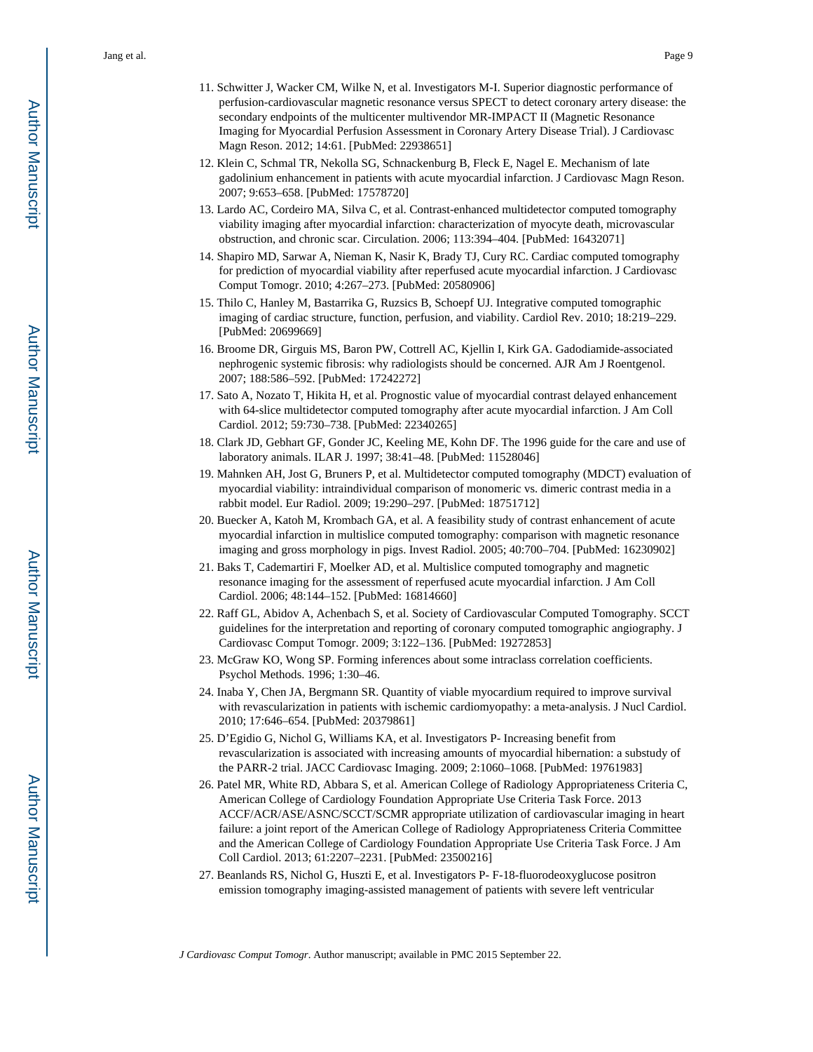11. Schwitter J, Wacker CM, Wilke N, et al. Investigators M-I. Superior diagnostic performance of perfusion-cardiovascular magnetic resonance versus SPECT to detect coronary artery disease: the secondary endpoints of the multicenter multivendor MR-IMPACT II (Magnetic Resonance Imaging for Myocardial Perfusion Assessment in Coronary Artery Disease Trial). J Cardiovasc Magn Reson. 2012; 14:61. [PubMed: 22938651]
12. Klein C, Schmal TR, Nekolla SG, Schnackenburg B, Fleck E, Nagel E. Mechanism of late gadolinium enhancement in patients with acute myocardial infarction. J Cardiovasc Magn Reson. 2007; 9:653–658. [PubMed: 17578720]
13. Lardo AC, Cordeiro MA, Silva C, et al. Contrast-enhanced multidetector computed tomography viability imaging after myocardial infarction: characterization of myocyte death, microvascular obstruction, and chronic scar. Circulation. 2006; 113:394–404. [PubMed: 16432071]
14. Shapiro MD, Sarwar A, Nieman K, Nasir K, Brady TJ, Cury RC. Cardiac computed tomography for prediction of myocardial viability after reperfused acute myocardial infarction. J Cardiovasc Comput Tomogr. 2010; 4:267–273. [PubMed: 20580906]
15. Thilo C, Hanley M, Bastarrika G, Ruzsics B, Schoepf UJ. Integrative computed tomographic imaging of cardiac structure, function, perfusion, and viability. Cardiol Rev. 2010; 18:219–229. [PubMed: 20699669]
16. Broome DR, Girguis MS, Baron PW, Cottrell AC, Kjellin I, Kirk GA. Gadodiamide-associated nephrogenic systemic fibrosis: why radiologists should be concerned. AJR Am J Roentgenol. 2007; 188:586–592. [PubMed: 17242272]
17. Sato A, Nozato T, Hikita H, et al. Prognostic value of myocardial contrast delayed enhancement with 64-slice multidetector computed tomography after acute myocardial infarction. J Am Coll Cardiol. 2012; 59:730–738. [PubMed: 22340265]
18. Clark JD, Gebhart GF, Gonder JC, Keeling ME, Kohn DF. The 1996 guide for the care and use of laboratory animals. ILAR J. 1997; 38:41–48. [PubMed: 11528046]
19. Mahnken AH, Jost G, Bruners P, et al. Multidetector computed tomography (MDCT) evaluation of myocardial viability: intraindividual comparison of monomeric vs. dimeric contrast media in a rabbit model. Eur Radiol. 2009; 19:290–297. [PubMed: 18751712]
20. Buecker A, Katoh M, Krombach GA, et al. A feasibility study of contrast enhancement of acute myocardial infarction in multislice computed tomography: comparison with magnetic resonance imaging and gross morphology in pigs. Invest Radiol. 2005; 40:700–704. [PubMed: 16230902]
21. Baks T, Cademartiri F, Moelker AD, et al. Multislice computed tomography and magnetic resonance imaging for the assessment of reperfused acute myocardial infarction. J Am Coll Cardiol. 2006; 48:144–152. [PubMed: 16814660]
22. Raff GL, Abidov A, Achenbach S, et al. Society of Cardiovascular Computed Tomography. SCCT guidelines for the interpretation and reporting of coronary computed tomographic angiography. J Cardiovasc Comput Tomogr. 2009; 3:122–136. [PubMed: 19272853]
23. McGraw KO, Wong SP. Forming inferences about some intraclass correlation coefficients. Psychol Methods. 1996; 1:30–46.
24. Inaba Y, Chen JA, Bergmann SR. Quantity of viable myocardium required to improve survival with revascularization in patients with ischemic cardiomyopathy: a meta-analysis. J Nucl Cardiol. 2010; 17:646–654. [PubMed: 20379861]
25. D'Egidio G, Nichol G, Williams KA, et al. Investigators P- Increasing benefit from revascularization is associated with increasing amounts of myocardial hibernation: a substudy of the PARR-2 trial. JACC Cardiovasc Imaging. 2009; 2:1060–1068. [PubMed: 19761983]
26. Patel MR, White RD, Abbara S, et al. American College of Radiology Appropriateness Criteria C, American College of Cardiology Foundation Appropriate Use Criteria Task Force. 2013 ACCF/ACR/ASE/ASNC/SCCT/SCMR appropriate utilization of cardiovascular imaging in heart failure: a joint report of the American College of Radiology Appropriateness Criteria Committee and the American College of Cardiology Foundation Appropriate Use Criteria Task Force. J Am Coll Cardiol. 2013; 61:2207–2231. [PubMed: 23500216]
27. Beanlands RS, Nichol G, Huszti E, et al. Investigators P- F-18-fluorodeoxyglucose positron emission tomography imaging-assisted management of patients with severe left ventricular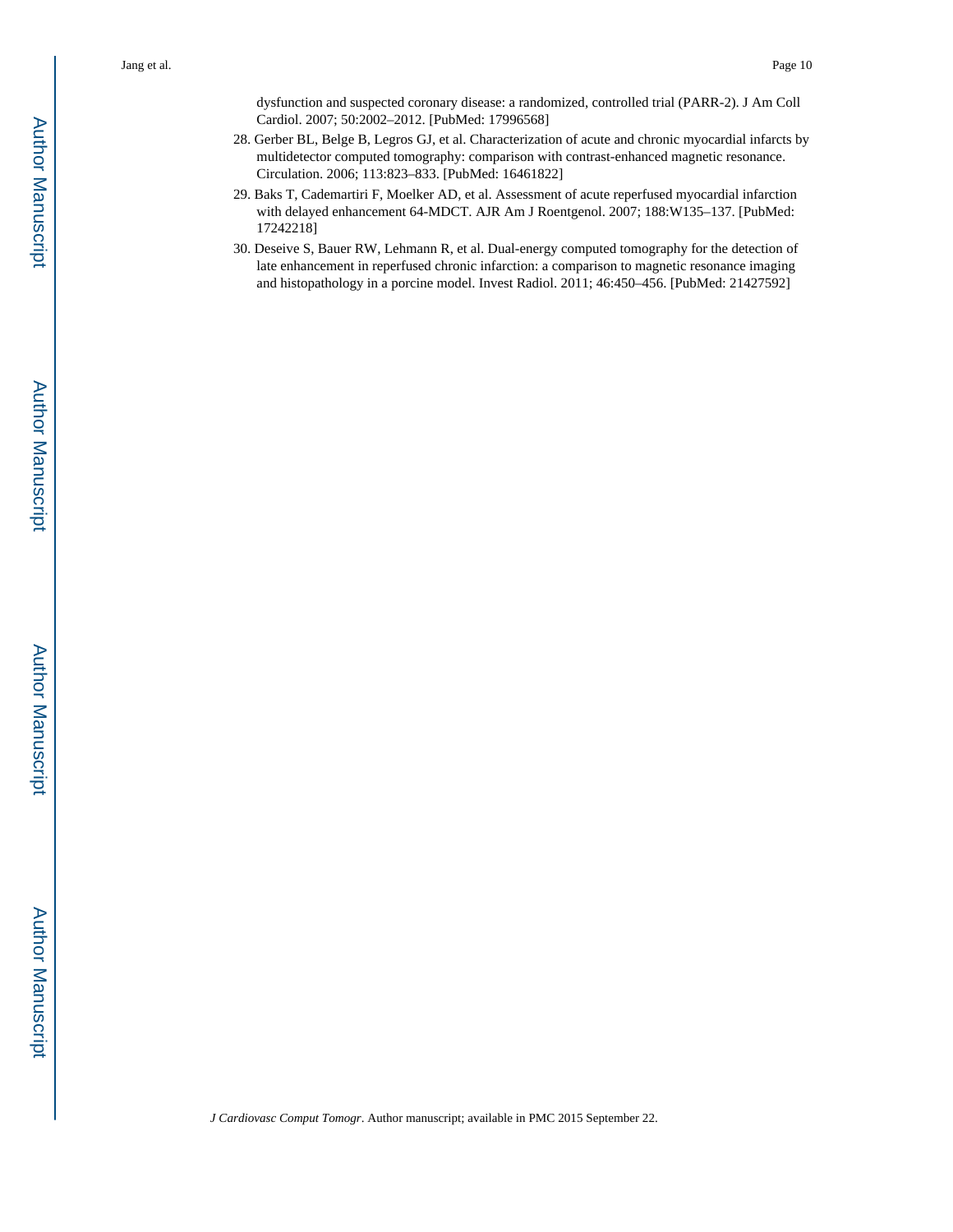dysfunction and suspected coronary disease: a randomized, controlled trial (PARR-2). J Am Coll Cardiol. 2007; 50:2002–2012. [PubMed: 17996568]

28. Gerber BL, Belge B, Legros GJ, et al. Characterization of acute and chronic myocardial infarcts by multidetector computed tomography: comparison with contrast-enhanced magnetic resonance. Circulation. 2006; 113:823–833. [PubMed: 16461822]
29. Baks T, Cademartiri F, Moelker AD, et al. Assessment of acute reperfused myocardial infarction with delayed enhancement 64-MDCT. AJR Am J Roentgenol. 2007; 188:W135–137. [PubMed: 17242218]
30. Deseive S, Bauer RW, Lehmann R, et al. Dual-energy computed tomography for the detection of late enhancement in reperfused chronic infarction: a comparison to magnetic resonance imaging and histopathology in a porcine model. Invest Radiol. 2011; 46:450–456. [PubMed: 21427592]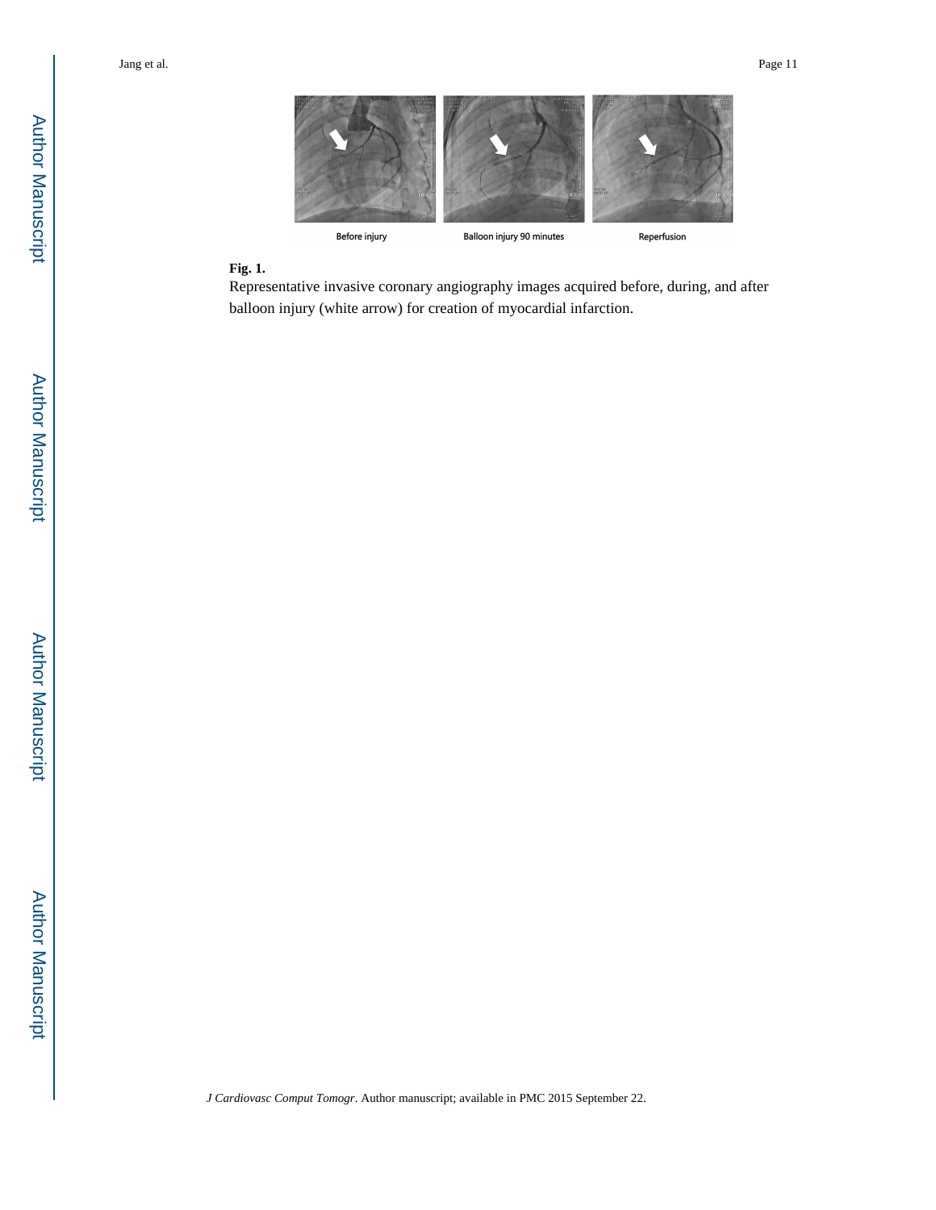**Fig. 1.**

Representative invasive coronary angiography images acquired before, during, and after balloon injury (white arrow) for creation of myocardial infarction.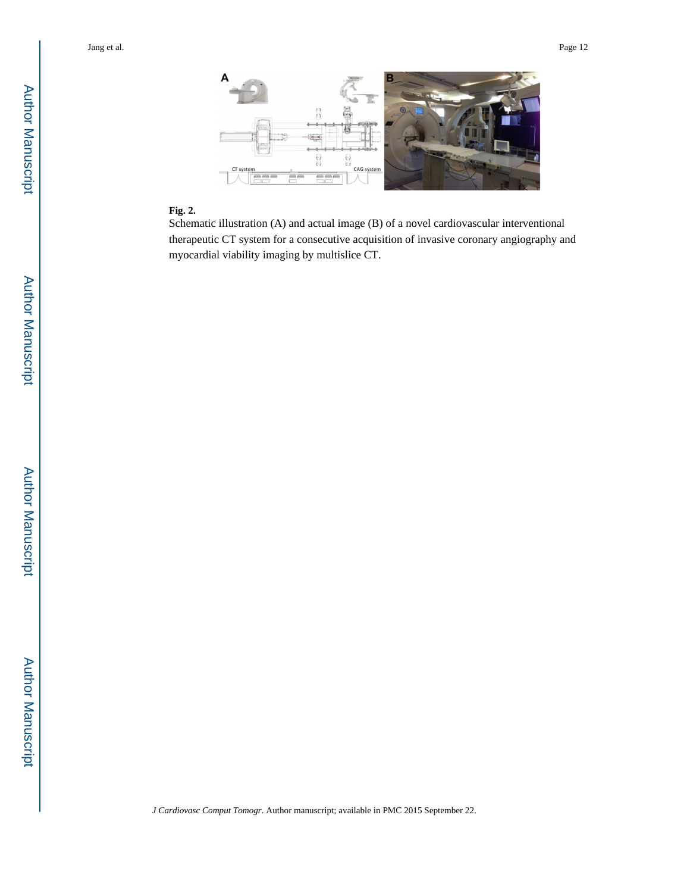**Fig. 2.**

Schematic illustration (A) and actual image (B) of a novel cardiovascular interventional therapeutic CT system for a consecutive acquisition of invasive coronary angiography and myocardial viability imaging by multislice CT.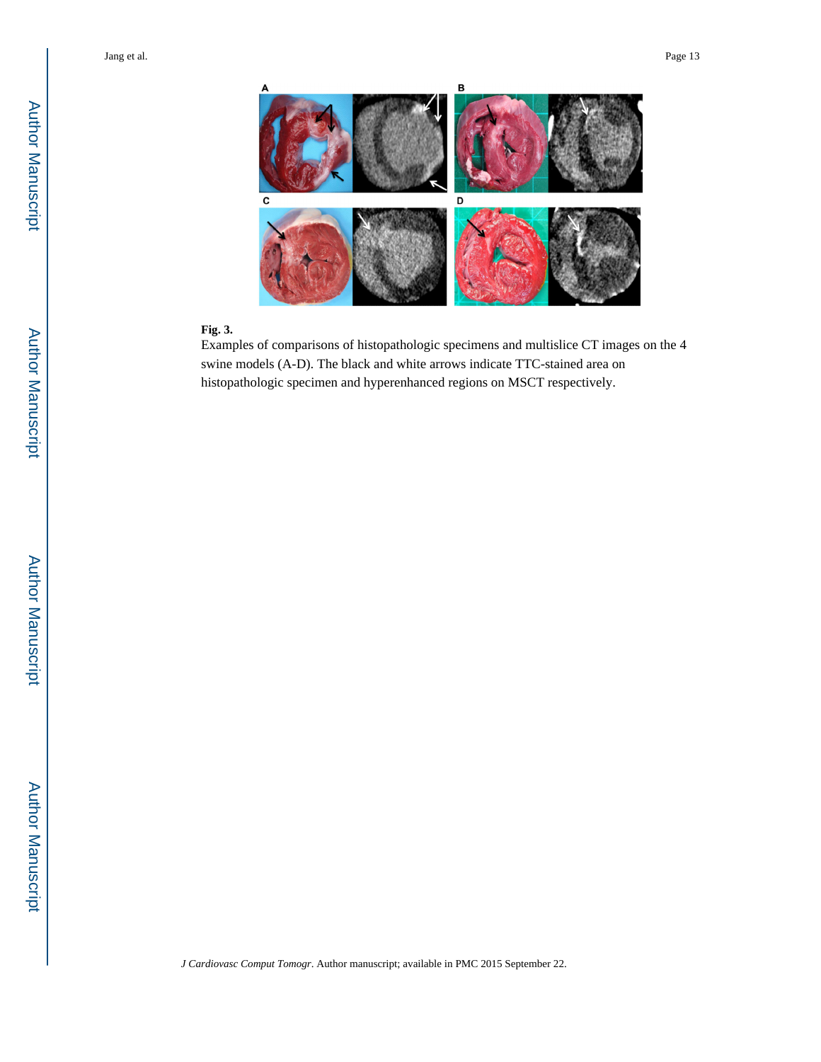**Fig. 3.**

Examples of comparisons of histopathologic specimens and multislice CT images on the 4 swine models (A-D). The black and white arrows indicate TTC-stained area on histopathologic specimen and hyperenhanced regions on MSCT respectively.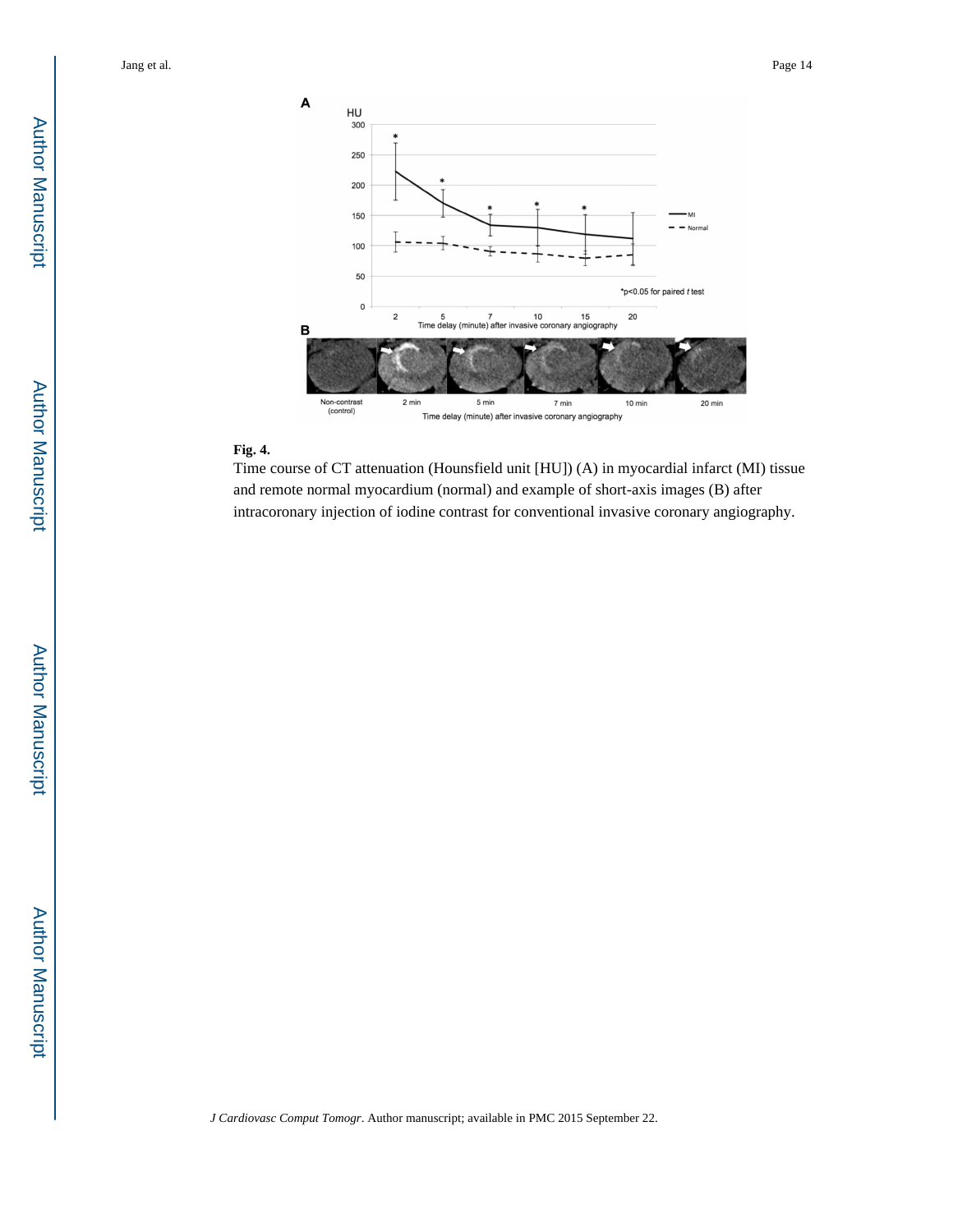**Fig. 4.**

Time course of CT attenuation (Hounsfield unit [HU]) (A) in myocardial infarct (MI) tissue and remote normal myocardium (normal) and example of short-axis images (B) after intracoronary injection of iodine contrast for conventional invasive coronary angiography.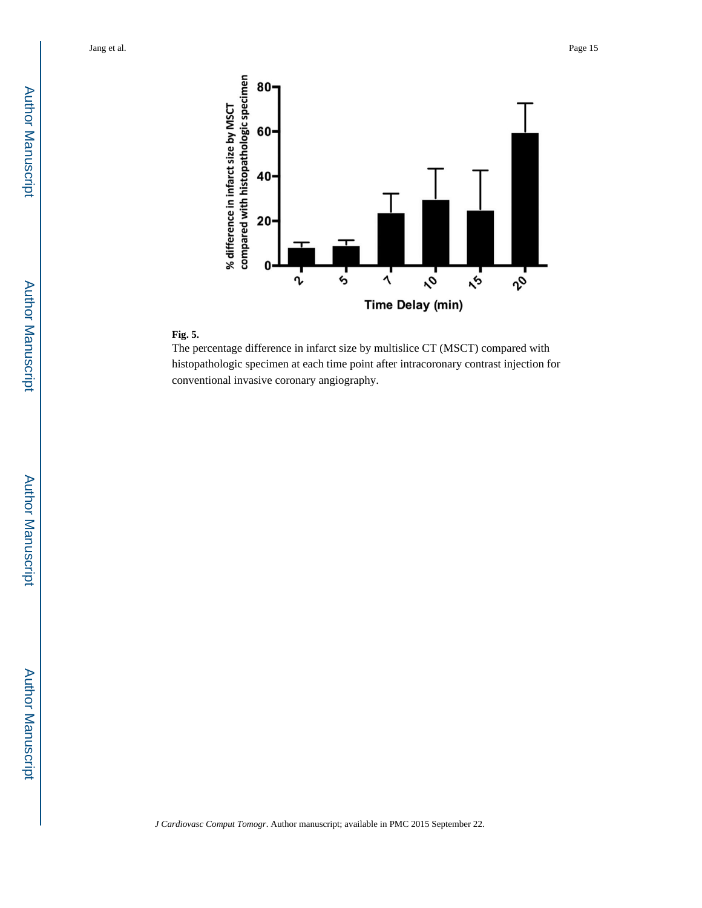**Fig. 5.**

The percentage difference in infarct size by multislice CT (MSCT) compared with histopathologic specimen at each time point after intracoronary contrast injection for conventional invasive coronary angiography.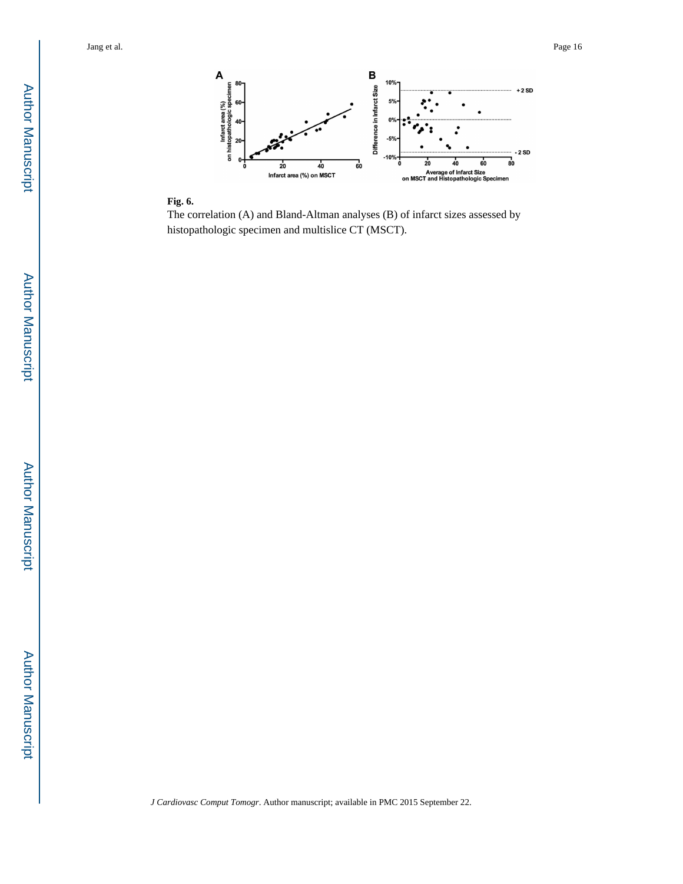**Fig. 6.**

The correlation (A) and Bland-Altman analyses (B) of infarct sizes assessed by histopathologic specimen and multislice CT (MSCT).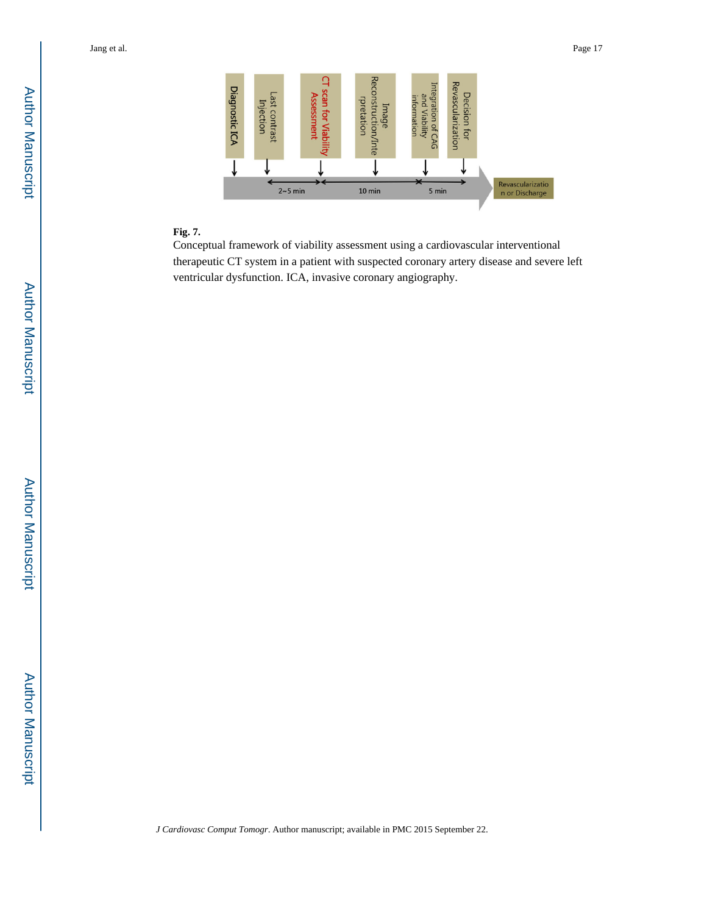Diagnostic ICA

Last contrast Injection

CT scan for Viability Assessment

Image Reconstruction/Interpretation

Integration of CAG and Viability information

Decision for Revascularization

2~5 min

10 min

5 min

Revascularization or Discharge

**Fig. 7.**

Conceptual framework of viability assessment using a cardiovascular interventional therapeutic CT system in a patient with suspected coronary artery disease and severe left ventricular dysfunction. ICA, invasive coronary angiography.